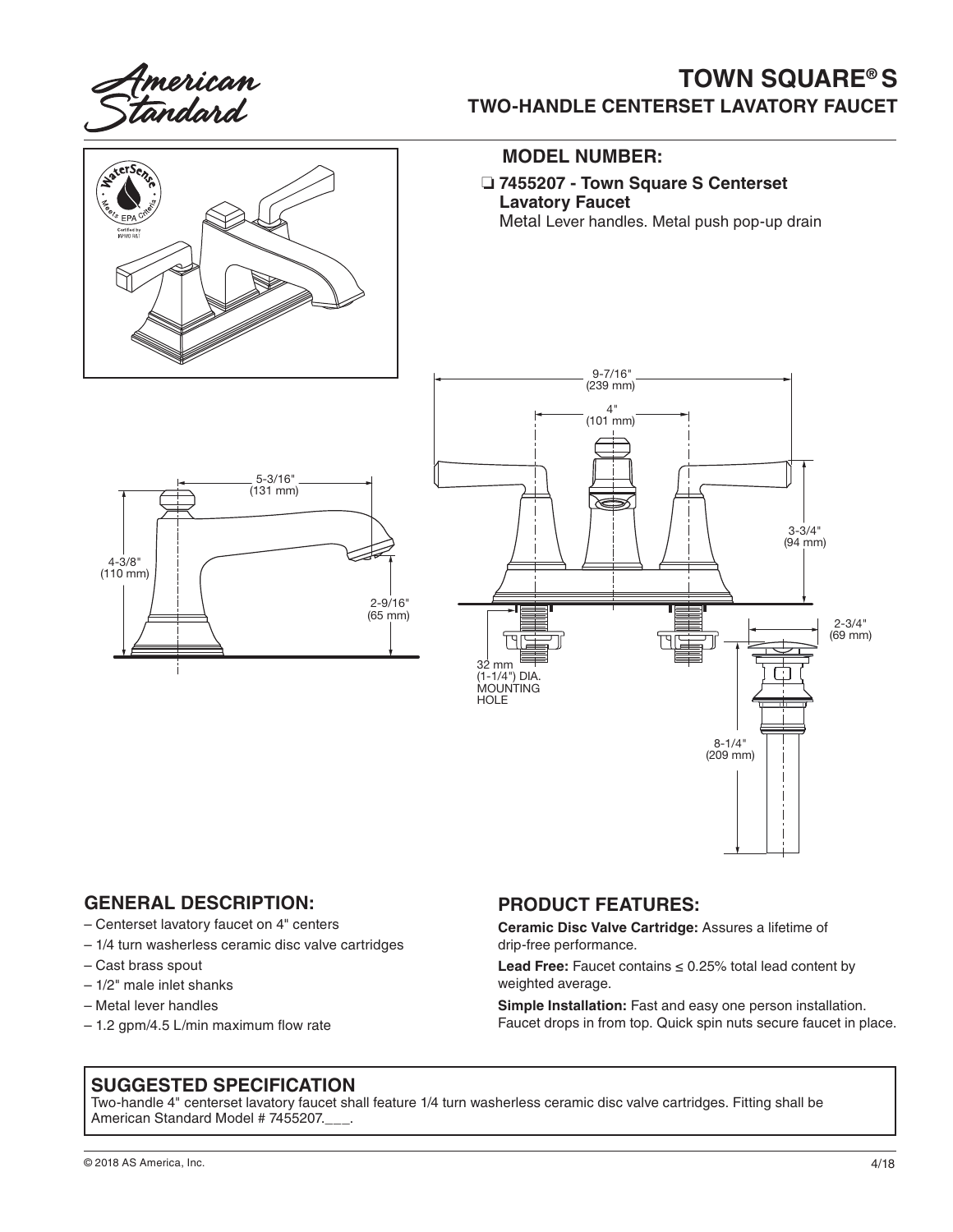# TOWN SQUARE® S

## TWO-HANDLE CENTERSET LAVATORY FAUCET

### MODEL NUMBER:

❑ **7455207 - Town Square S Centerset Lavatory Faucet**
Metal Lever handles. Metal push pop-up drain

9-7/16" (239 mm)
4" (101 mm)
5-3/16" (131 mm)
4-3/8" (110 mm)
2-9/16" (65 mm)
3-3/4" (94 mm)
2-3/4" (69 mm)
32 mm (1-1/4") DIA. MOUNTING HOLE
8-1/4" (209 mm)

### GENERAL DESCRIPTION:

– Centerset lavatory faucet on 4" centers
– 1/4 turn washerless ceramic disc valve cartridges
– Cast brass spout
– 1/2" male inlet shanks
– Metal lever handles
– 1.2 gpm/4.5 L/min maximum flow rate

### PRODUCT FEATURES:

**Ceramic Disc Valve Cartridge:** Assures a lifetime of drip-free performance.

**Lead Free:** Faucet contains ≤ 0.25% total lead content by weighted average.

**Simple Installation:** Fast and easy one person installation. Faucet drops in from top. Quick spin nuts secure faucet in place.

### SUGGESTED SPECIFICATION

Two-handle 4" centerset lavatory faucet shall feature 1/4 turn washerless ceramic disc valve cartridges. Fitting shall be American Standard Model # 7455207.___.

© 2018 AS America, Inc. 4/18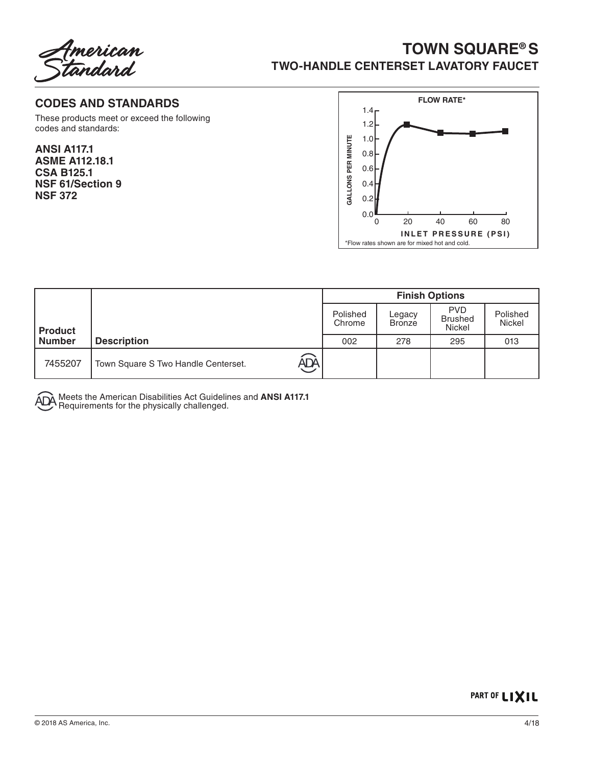# TOWN SQUARE® S

## TWO-HANDLE CENTERSET LAVATORY FAUCET

## CODES AND STANDARDS

These products meet or exceed the following codes and standards:

**ANSI A117.1**
**ASME A112.18.1**
**CSA B125.1**
**NSF 61/Section 9**
**NSF 372**

FLOW RATE*

GALLONS PER MINUTE

1.4
1.2
1.0
0.8
0.6
0.4
0.2
0.0

0
20
40
60
80

INLET PRESSURE (PSI)

*Flow rates shown are for mixed hot and cold.

| Product Number | Description | Finish Options | | | |
|---|---|---|---|---|---|
| | | Polished Chrome | Legacy Bronze | PVD Brushed Nickel | Polished Nickel |
| | | 002 | 278 | 295 | 013 |
| 7455207 | Town Square S Two Handle Centerset. ADA | | | | |

ADA Meets the American Disabilities Act Guidelines and **ANSI A117.1** Requirements for the physically challenged.

© 2018 AS America, Inc.

4/18